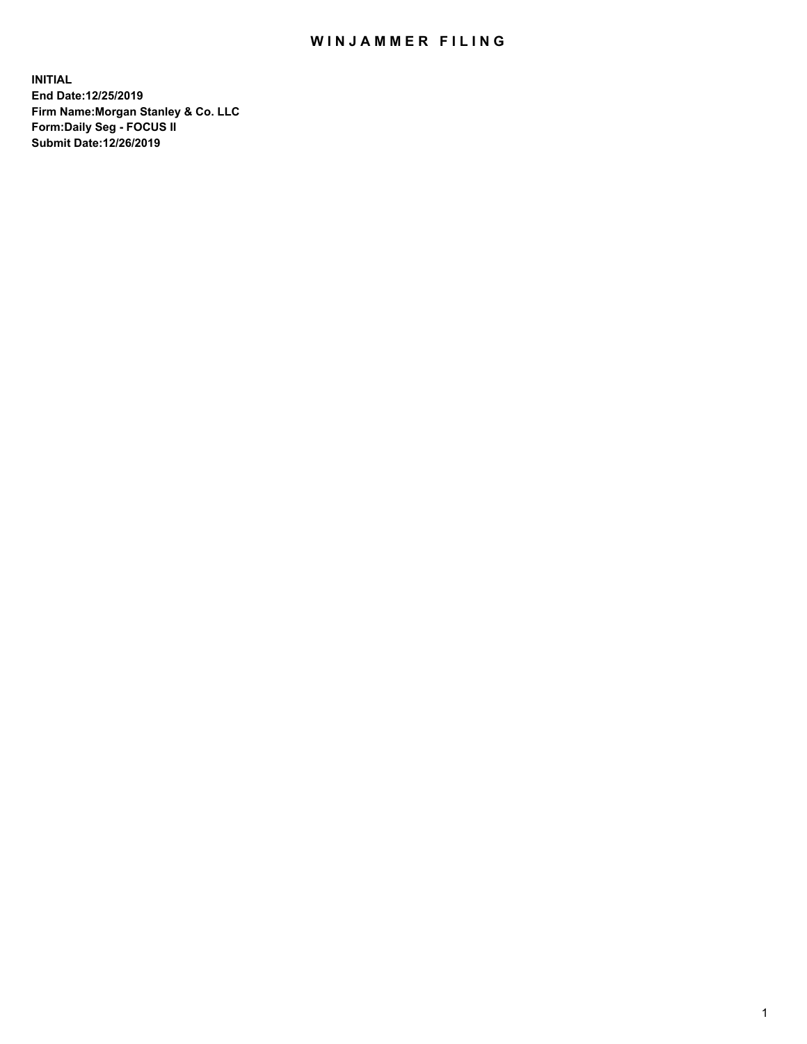# WINJAMMER FILING

**INITIAL**
**End Date:12/25/2019**
**Firm Name:Morgan Stanley & Co. LLC**
**Form:Daily Seg - FOCUS II**
**Submit Date:12/26/2019**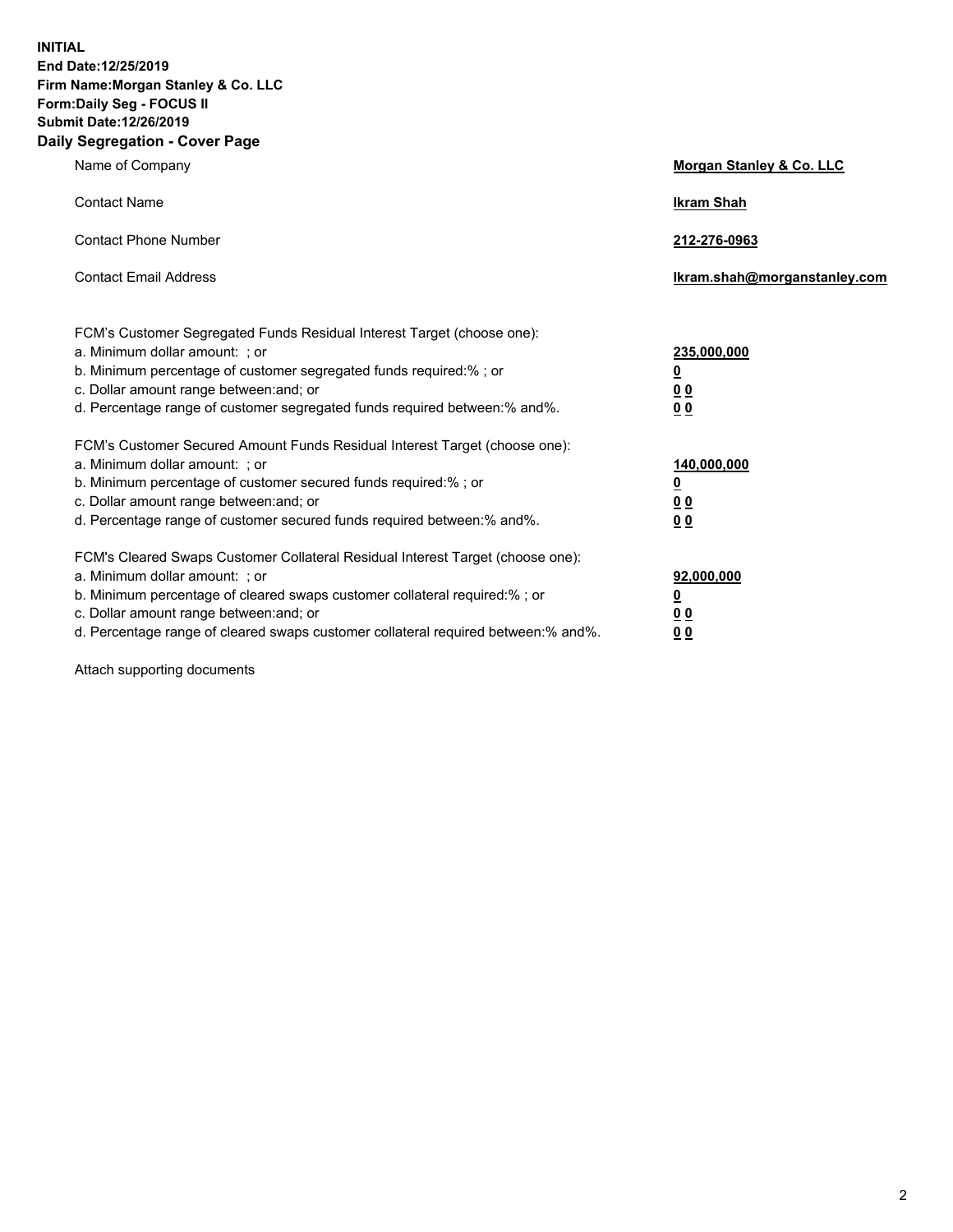**INITIAL**
**End Date:12/25/2019**
**Firm Name:Morgan Stanley & Co. LLC**
**Form:Daily Seg - FOCUS II**
**Submit Date:12/26/2019**
**Daily Segregation - Cover Page**

| | |
|---|---|
| Name of Company | **Morgan Stanley & Co. LLC** |
| Contact Name | **Ikram Shah** |
| Contact Phone Number | **212-276-0963** |
| Contact Email Address | **Ikram.shah@morganstanley.com** |

FCM's Customer Segregated Funds Residual Interest Target (choose one):

| | |
|---|---|
| a. Minimum dollar amount: ; or | **235,000,000** |
| b. Minimum percentage of customer segregated funds required:% ; or | **0** |
| c. Dollar amount range between:and; or | **0 0** |
| d. Percentage range of customer segregated funds required between:% and%. | **0 0** |

FCM's Customer Secured Amount Funds Residual Interest Target (choose one):

| | |
|---|---|
| a. Minimum dollar amount: ; or | **140,000,000** |
| b. Minimum percentage of customer secured funds required:% ; or | **0** |
| c. Dollar amount range between:and; or | **0 0** |
| d. Percentage range of customer secured funds required between:% and%. | **0 0** |

FCM's Cleared Swaps Customer Collateral Residual Interest Target (choose one):

| | |
|---|---|
| a. Minimum dollar amount: ; or | **92,000,000** |
| b. Minimum percentage of cleared swaps customer collateral required:% ; or | **0** |
| c. Dollar amount range between:and; or | **0 0** |
| d. Percentage range of cleared swaps customer collateral required between:% and%. | **0 0** |

Attach supporting documents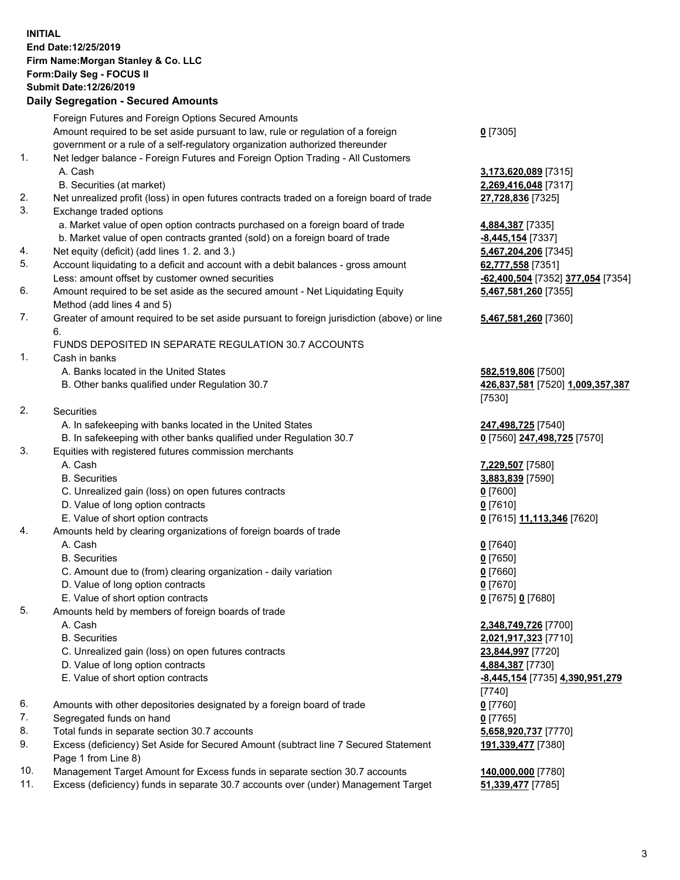**INITIAL**
**End Date:12/25/2019**
**Firm Name:Morgan Stanley & Co. LLC**
**Form:Daily Seg - FOCUS II**
**Submit Date:12/26/2019**

## Daily Segregation - Secured Amounts

| | | |
|---|---|---|
| | Foreign Futures and Foreign Options Secured Amounts | |
| | Amount required to be set aside pursuant to law, rule or regulation of a foreign government or a rule of a self-regulatory organization authorized thereunder | **0** [7305] |
| 1. | Net ledger balance - Foreign Futures and Foreign Option Trading - All Customers | |
| | A. Cash | **3,173,620,089** [7315] |
| | B. Securities (at market) | **2,269,416,048** [7317] |
| 2. | Net unrealized profit (loss) in open futures contracts traded on a foreign board of trade | **27,728,836** [7325] |
| 3. | Exchange traded options | |
| | a. Market value of open option contracts purchased on a foreign board of trade | **4,884,387** [7335] |
| | b. Market value of open contracts granted (sold) on a foreign board of trade | **-8,445,154** [7337] |
| 4. | Net equity (deficit) (add lines 1. 2. and 3.) | **5,467,204,206** [7345] |
| 5. | Account liquidating to a deficit and account with a debit balances - gross amount | **62,777,558** [7351] |
| | Less: amount offset by customer owned securities | **-62,400,504** [7352] **377,054** [7354] |
| 6. | Amount required to be set aside as the secured amount - Net Liquidating Equity Method (add lines 4 and 5) | **5,467,581,260** [7355] |
| 7. | Greater of amount required to be set aside pursuant to foreign jurisdiction (above) or line 6. | **5,467,581,260** [7360] |
| | FUNDS DEPOSITED IN SEPARATE REGULATION 30.7 ACCOUNTS | |
| 1. | Cash in banks | |
| | A. Banks located in the United States | **582,519,806** [7500] |
| | B. Other banks qualified under Regulation 30.7 | **426,837,581** [7520] **1,009,357,387** [7530] |
| 2. | Securities | |
| | A. In safekeeping with banks located in the United States | **247,498,725** [7540] |
| | B. In safekeeping with other banks qualified under Regulation 30.7 | **0** [7560] **247,498,725** [7570] |
| 3. | Equities with registered futures commission merchants | |
| | A. Cash | **7,229,507** [7580] |
| | B. Securities | **3,883,839** [7590] |
| | C. Unrealized gain (loss) on open futures contracts | **0** [7600] |
| | D. Value of long option contracts | **0** [7610] |
| | E. Value of short option contracts | **0** [7615] **11,113,346** [7620] |
| 4. | Amounts held by clearing organizations of foreign boards of trade | |
| | A. Cash | **0** [7640] |
| | B. Securities | **0** [7650] |
| | C. Amount due to (from) clearing organization - daily variation | **0** [7660] |
| | D. Value of long option contracts | **0** [7670] |
| | E. Value of short option contracts | **0** [7675] **0** [7680] |
| 5. | Amounts held by members of foreign boards of trade | |
| | A. Cash | **2,348,749,726** [7700] |
| | B. Securities | **2,021,917,323** [7710] |
| | C. Unrealized gain (loss) on open futures contracts | **23,844,997** [7720] |
| | D. Value of long option contracts | **4,884,387** [7730] |
| | E. Value of short option contracts | **-8,445,154** [7735] **4,390,951,279** [7740] |
| 6. | Amounts with other depositories designated by a foreign board of trade | **0** [7760] |
| 7. | Segregated funds on hand | **0** [7765] |
| 8. | Total funds in separate section 30.7 accounts | **5,658,920,737** [7770] |
| 9. | Excess (deficiency) Set Aside for Secured Amount (subtract line 7 Secured Statement Page 1 from Line 8) | **191,339,477** [7380] |
| 10. | Management Target Amount for Excess funds in separate section 30.7 accounts | **140,000,000** [7780] |
| 11. | Excess (deficiency) funds in separate 30.7 accounts over (under) Management Target | **51,339,477** [7785] |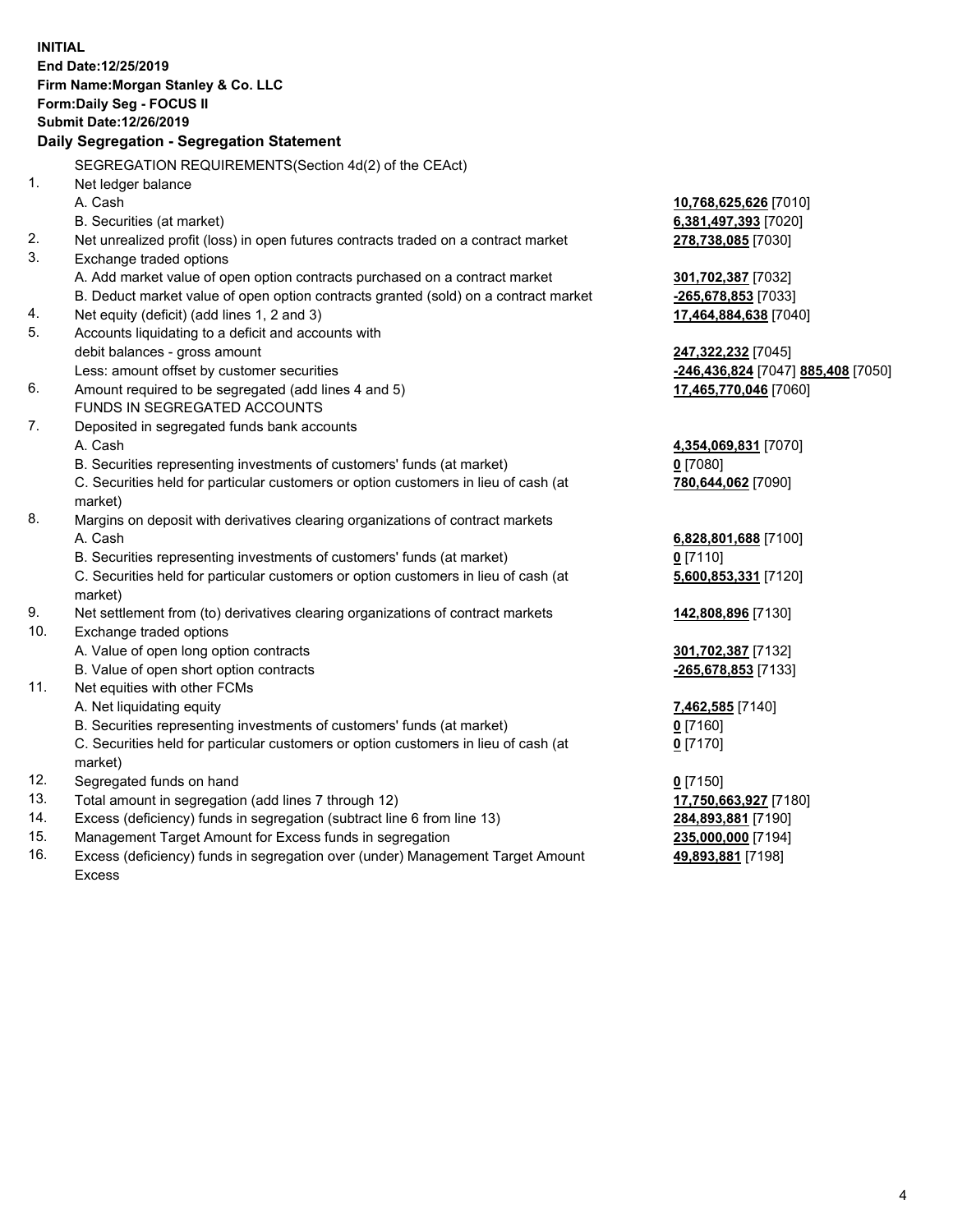**INITIAL**
**End Date:12/25/2019**
**Firm Name:Morgan Stanley & Co. LLC**
**Form:Daily Seg - FOCUS II**
**Submit Date:12/26/2019**

## Daily Segregation - Segregation Statement

SEGREGATION REQUIREMENTS(Section 4d(2) of the CEAct)

| | | |
|---|---|---|
| 1. | Net ledger balance | |
| | A. Cash | **10,768,625,626** [7010] |
| | B. Securities (at market) | **6,381,497,393** [7020] |
| 2. | Net unrealized profit (loss) in open futures contracts traded on a contract market | **278,738,085** [7030] |
| 3. | Exchange traded options | |
| | A. Add market value of open option contracts purchased on a contract market | **301,702,387** [7032] |
| | B. Deduct market value of open option contracts granted (sold) on a contract market | **-265,678,853** [7033] |
| 4. | Net equity (deficit) (add lines 1, 2 and 3) | **17,464,884,638** [7040] |
| 5. | Accounts liquidating to a deficit and accounts with | |
| | debit balances - gross amount | **247,322,232** [7045] |
| | Less: amount offset by customer securities | **-246,436,824** [7047] **885,408** [7050] |
| 6. | Amount required to be segregated (add lines 4 and 5) | **17,465,770,046** [7060] |
| | FUNDS IN SEGREGATED ACCOUNTS | |
| 7. | Deposited in segregated funds bank accounts | |
| | A. Cash | **4,354,069,831** [7070] |
| | B. Securities representing investments of customers' funds (at market) | **0** [7080] |
| | C. Securities held for particular customers or option customers in lieu of cash (at market) | **780,644,062** [7090] |
| 8. | Margins on deposit with derivatives clearing organizations of contract markets | |
| | A. Cash | **6,828,801,688** [7100] |
| | B. Securities representing investments of customers' funds (at market) | **0** [7110] |
| | C. Securities held for particular customers or option customers in lieu of cash (at market) | **5,600,853,331** [7120] |
| 9. | Net settlement from (to) derivatives clearing organizations of contract markets | **142,808,896** [7130] |
| 10. | Exchange traded options | |
| | A. Value of open long option contracts | **301,702,387** [7132] |
| | B. Value of open short option contracts | **-265,678,853** [7133] |
| 11. | Net equities with other FCMs | |
| | A. Net liquidating equity | **7,462,585** [7140] |
| | B. Securities representing investments of customers' funds (at market) | **0** [7160] |
| | C. Securities held for particular customers or option customers in lieu of cash (at market) | **0** [7170] |
| 12. | Segregated funds on hand | **0** [7150] |
| 13. | Total amount in segregation (add lines 7 through 12) | **17,750,663,927** [7180] |
| 14. | Excess (deficiency) funds in segregation (subtract line 6 from line 13) | **284,893,881** [7190] |
| 15. | Management Target Amount for Excess funds in segregation | **235,000,000** [7194] |
| 16. | Excess (deficiency) funds in segregation over (under) Management Target Amount Excess | **49,893,881** [7198] |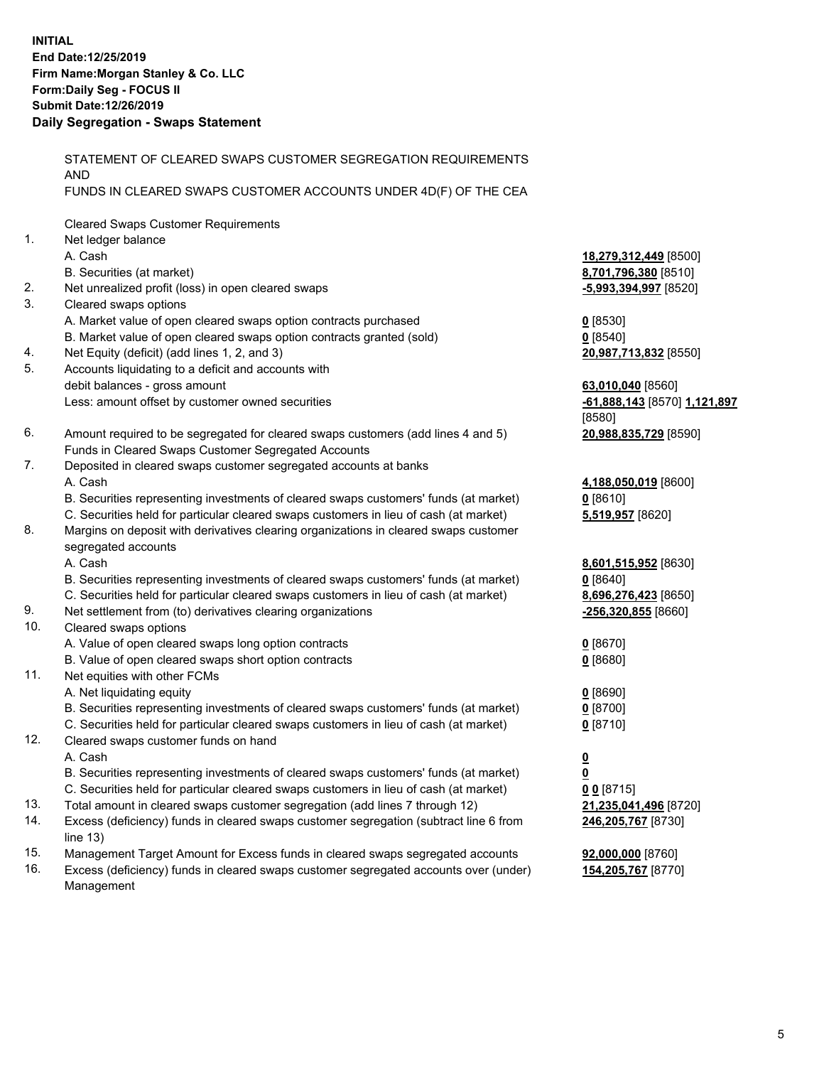**INITIAL**
**End Date:12/25/2019**
**Firm Name:Morgan Stanley & Co. LLC**
**Form:Daily Seg - FOCUS II**
**Submit Date:12/26/2019**
**Daily Segregation - Swaps Statement**

STATEMENT OF CLEARED SWAPS CUSTOMER SEGREGATION REQUIREMENTS AND FUNDS IN CLEARED SWAPS CUSTOMER ACCOUNTS UNDER 4D(F) OF THE CEA

| | | |
|---|---|---|
| | Cleared Swaps Customer Requirements | |
| 1. | Net ledger balance | |
| | A. Cash | **18,279,312,449** [8500] |
| | B. Securities (at market) | **8,701,796,380** [8510] |
| 2. | Net unrealized profit (loss) in open cleared swaps | **-5,993,394,997** [8520] |
| 3. | Cleared swaps options | |
| | A. Market value of open cleared swaps option contracts purchased | **0** [8530] |
| | B. Market value of open cleared swaps option contracts granted (sold) | **0** [8540] |
| 4. | Net Equity (deficit) (add lines 1, 2, and 3) | **20,987,713,832** [8550] |
| 5. | Accounts liquidating to a deficit and accounts with debit balances - gross amount | **63,010,040** [8560] |
| | Less: amount offset by customer owned securities | **-61,888,143** [8570] **1,121,897** [8580] |
| 6. | Amount required to be segregated for cleared swaps customers (add lines 4 and 5) | **20,988,835,729** [8590] |
| | Funds in Cleared Swaps Customer Segregated Accounts | |
| 7. | Deposited in cleared swaps customer segregated accounts at banks | |
| | A. Cash | **4,188,050,019** [8600] |
| | B. Securities representing investments of cleared swaps customers' funds (at market) | **0** [8610] |
| | C. Securities held for particular cleared swaps customers in lieu of cash (at market) | **5,519,957** [8620] |
| 8. | Margins on deposit with derivatives clearing organizations in cleared swaps customer segregated accounts | |
| | A. Cash | **8,601,515,952** [8630] |
| | B. Securities representing investments of cleared swaps customers' funds (at market) | **0** [8640] |
| | C. Securities held for particular cleared swaps customers in lieu of cash (at market) | **8,696,276,423** [8650] |
| 9. | Net settlement from (to) derivatives clearing organizations | **-256,320,855** [8660] |
| 10. | Cleared swaps options | |
| | A. Value of open cleared swaps long option contracts | **0** [8670] |
| | B. Value of open cleared swaps short option contracts | **0** [8680] |
| 11. | Net equities with other FCMs | |
| | A. Net liquidating equity | **0** [8690] |
| | B. Securities representing investments of cleared swaps customers' funds (at market) | **0** [8700] |
| | C. Securities held for particular cleared swaps customers in lieu of cash (at market) | **0** [8710] |
| 12. | Cleared swaps customer funds on hand | |
| | A. Cash | **0** |
| | B. Securities representing investments of cleared swaps customers' funds (at market) | **0** |
| | C. Securities held for particular cleared swaps customers in lieu of cash (at market) | **0** **0** [8715] |
| 13. | Total amount in cleared swaps customer segregation (add lines 7 through 12) | **21,235,041,496** [8720] |
| 14. | Excess (deficiency) funds in cleared swaps customer segregation (subtract line 6 from line 13) | **246,205,767** [8730] |
| 15. | Management Target Amount for Excess funds in cleared swaps segregated accounts | **92,000,000** [8760] |
| 16. | Excess (deficiency) funds in cleared swaps customer segregated accounts over (under) Management | **154,205,767** [8770] |